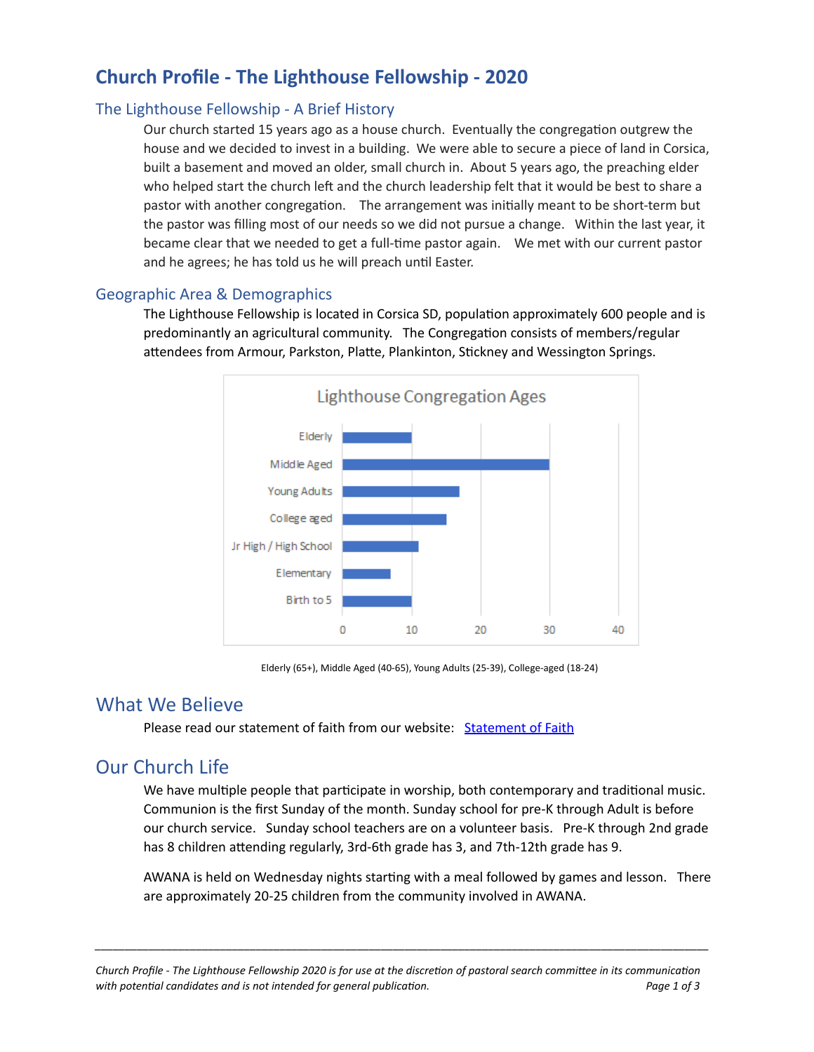# Church Profile - The Lighthouse Fellowship - 2020

## The Lighthouse Fellowship - A Brief History

Our church started 15 years ago as a house church. Eventually the congregation outgrew the house and we decided to invest in a building. We were able to secure a piece of land in Corsica, built a basement and moved an older, small church in. About 5 years ago, the preaching elder who helped start the church left and the church leadership felt that it would be best to share a pastor with another congregation. The arrangement was initially meant to be short-term but the pastor was filling most of our needs so we did not pursue a change. Within the last year, it became clear that we needed to get a full-time pastor again. We met with our current pastor and he agrees; he has told us he will preach until Easter.

## Geographic Area & Demographics

The Lighthouse Fellowship is located in Corsica SD, population approximately 600 people and is predominantly an agricultural community. The Congregation consists of members/regular attendees from Armour, Parkston, Platte, Plankinton, Stickney and Wessington Springs.

**Lighthouse Congregation Ages**

| Age Group | Count (approx.) |
| --- | --- |
| Elderly | 10 |
| Middle Aged | 30 |
| Young Adults | 17 |
| College aged | 15 |
| Jr High / High School | 11 |
| Elementary | 7 |
| Birth to 5 | 10 |

Elderly (65+), Middle Aged (40-65), Young Adults (25-39), College-aged (18-24)

## What We Believe

Please read our statement of faith from our website: [Statement of Faith]

## Our Church Life

We have multiple people that participate in worship, both contemporary and traditional music. Communion is the first Sunday of the month. Sunday school for pre-K through Adult is before our church service. Sunday school teachers are on a volunteer basis. Pre-K through 2nd grade has 8 children attending regularly, 3rd-6th grade has 3, and 7th-12th grade has 9.

AWANA is held on Wednesday nights starting with a meal followed by games and lesson. There are approximately 20-25 children from the community involved in AWANA.

*Church Profile - The Lighthouse Fellowship 2020 is for use at the discretion of pastoral search committee in its communication with potential candidates and is not intended for general publication.*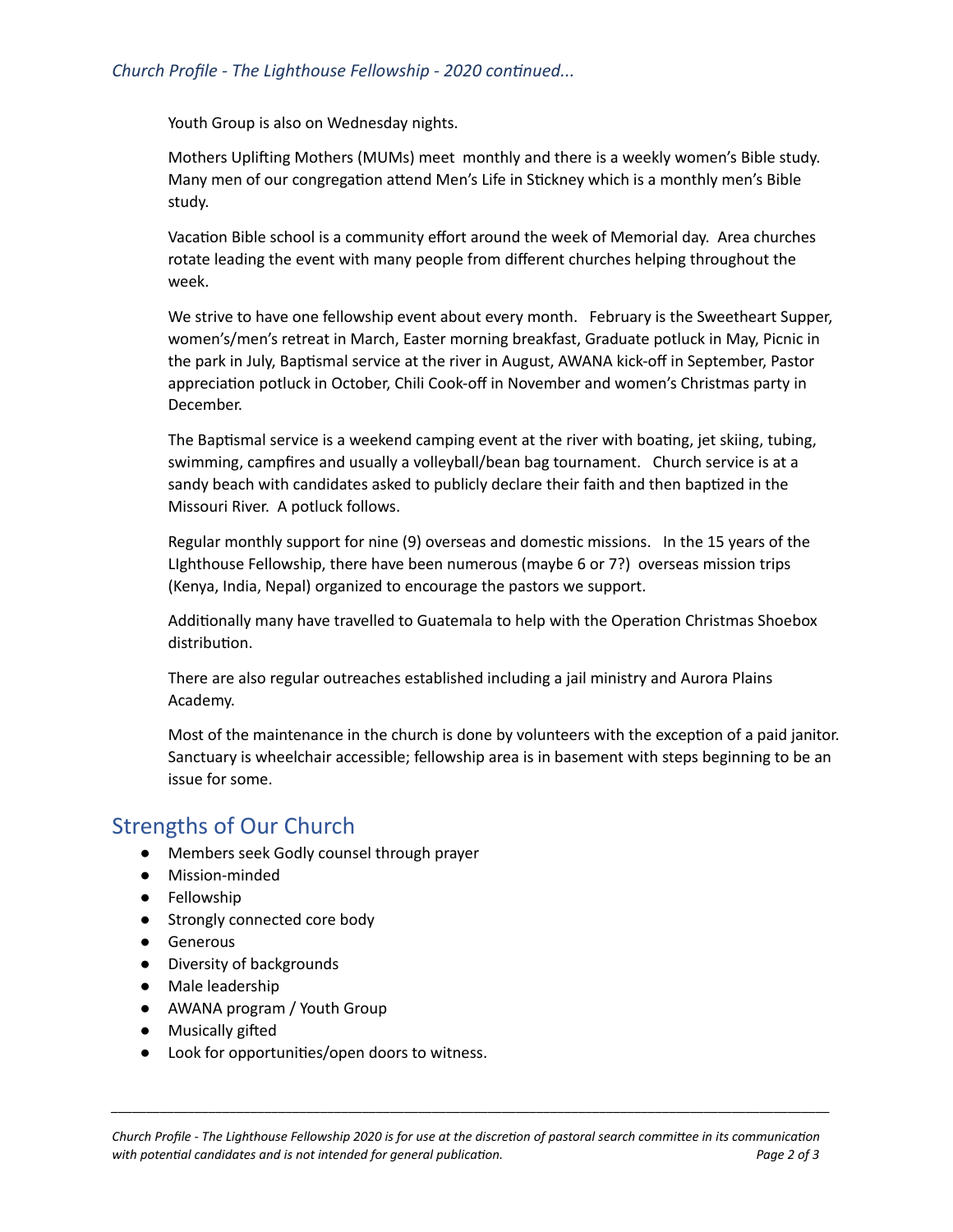Youth Group is also on Wednesday nights.

Mothers Uplifting Mothers (MUMs) meet monthly and there is a weekly women's Bible study. Many men of our congregation attend Men's Life in Stickney which is a monthly men's Bible study.

Vacation Bible school is a community effort around the week of Memorial day. Area churches rotate leading the event with many people from different churches helping throughout the week.

We strive to have one fellowship event about every month. February is the Sweetheart Supper, women's/men's retreat in March, Easter morning breakfast, Graduate potluck in May, Picnic in the park in July, Baptismal service at the river in August, AWANA kick-off in September, Pastor appreciation potluck in October, Chili Cook-off in November and women's Christmas party in December.

The Baptismal service is a weekend camping event at the river with boating, jet skiing, tubing, swimming, campfires and usually a volleyball/bean bag tournament. Church service is at a sandy beach with candidates asked to publicly declare their faith and then baptized in the Missouri River. A potluck follows.

Regular monthly support for nine (9) overseas and domestic missions. In the 15 years of the LIghthouse Fellowship, there have been numerous (maybe 6 or 7?) overseas mission trips (Kenya, India, Nepal) organized to encourage the pastors we support.

Additionally many have travelled to Guatemala to help with the Operation Christmas Shoebox distribution.

There are also regular outreaches established including a jail ministry and Aurora Plains Academy.

Most of the maintenance in the church is done by volunteers with the exception of a paid janitor. Sanctuary is wheelchair accessible; fellowship area is in basement with steps beginning to be an issue for some.

## Strengths of Our Church

- Members seek Godly counsel through prayer
- Mission-minded
- Fellowship
- Strongly connected core body
- Generous
- Diversity of backgrounds
- Male leadership
- AWANA program / Youth Group
- Musically gifted
- Look for opportunities/open doors to witness.

*Church Profile - The Lighthouse Fellowship 2020 is for use at the discretion of pastoral search committee in its communication with potential candidates and is not intended for general publication.*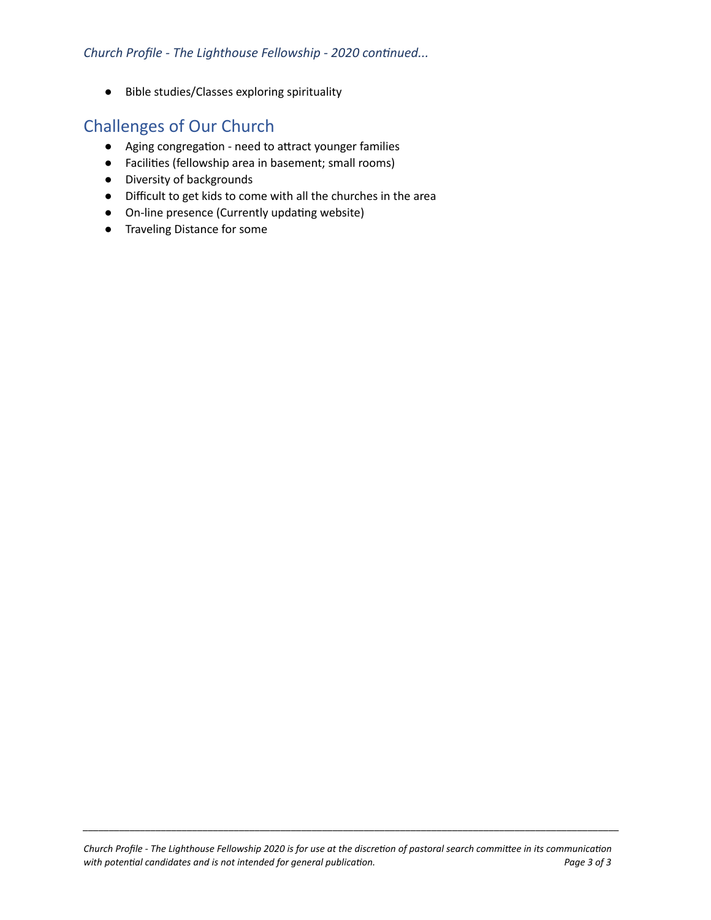- Bible studies/Classes exploring spirituality

## Challenges of Our Church

- Aging congregation - need to attract younger families
- Facilities (fellowship area in basement; small rooms)
- Diversity of backgrounds
- Difficult to get kids to come with all the churches in the area
- On-line presence (Currently updating website)
- Traveling Distance for some